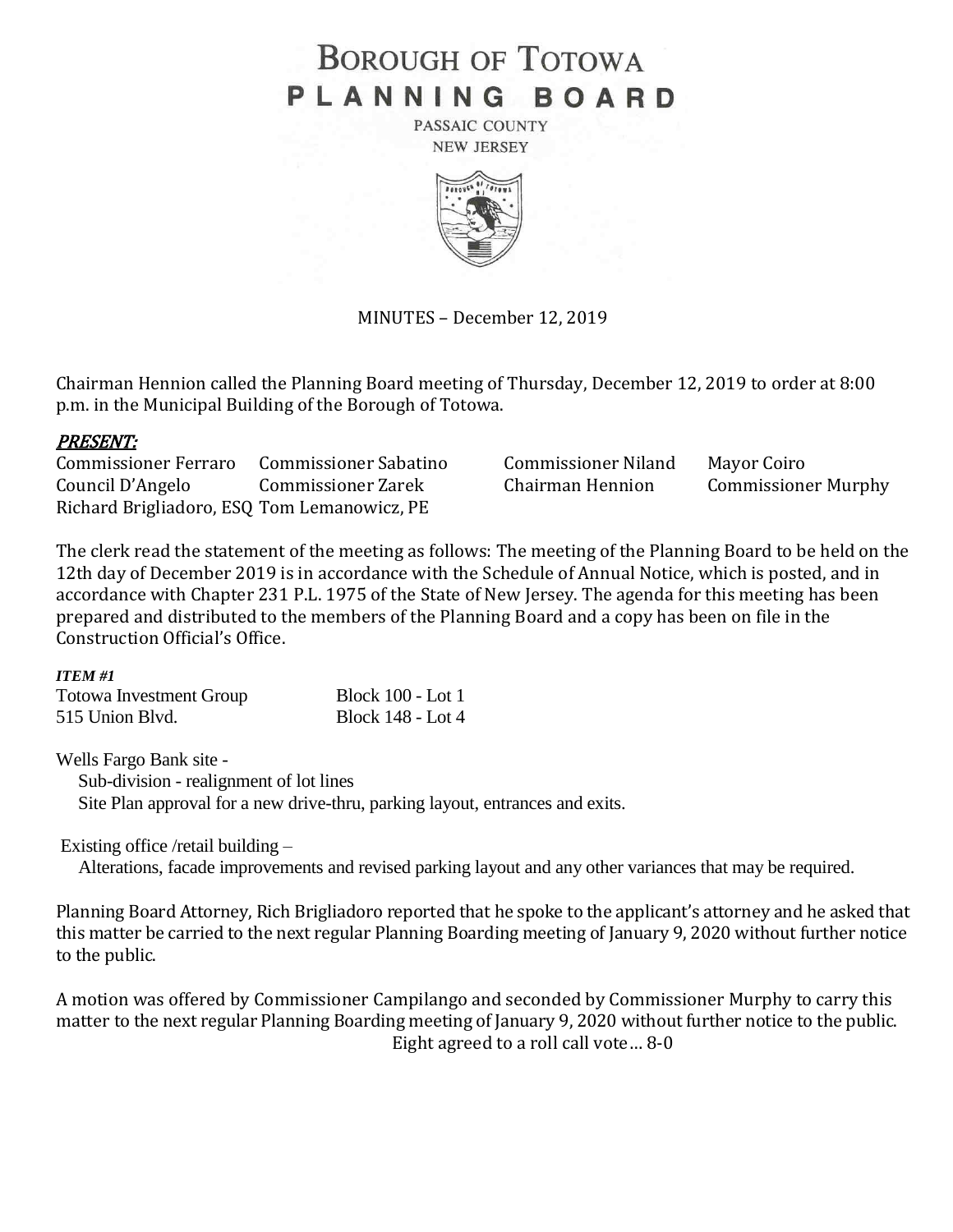# BOROUGH OF TOTOWA
## PLANNING BOARD

PASSAIC COUNTY
NEW JERSEY

MINUTES – December 12, 2019

Chairman Hennion called the Planning Board meeting of Thursday, December 12, 2019 to order at 8:00 p.m. in the Municipal Building of the Borough of Totowa.

***PRESENT:***

| | | | |
|---|---|---|---|
| Commissioner Ferraro | Commissioner Sabatino | Commissioner Niland | Mayor Coiro |
| Council D'Angelo | Commissioner Zarek | Chairman Hennion | Commissioner Murphy |
| Richard Brigliadoro, ESQ | Tom Lemanowicz, PE | | |

The clerk read the statement of the meeting as follows: The meeting of the Planning Board to be held on the 12th day of December 2019 is in accordance with the Schedule of Annual Notice, which is posted, and in accordance with Chapter 231 P.L. 1975 of the State of New Jersey. The agenda for this meeting has been prepared and distributed to the members of the Planning Board and a copy has been on file in the Construction Official's Office.

***ITEM #1***

Totowa Investment Group — Block 100 - Lot 1
515 Union Blvd. — Block 148 - Lot 4

Wells Fargo Bank site -
  Sub-division - realignment of lot lines
  Site Plan approval for a new drive-thru, parking layout, entrances and exits.

Existing office /retail building –
  Alterations, facade improvements and revised parking layout and any other variances that may be required.

Planning Board Attorney, Rich Brigliadoro reported that he spoke to the applicant's attorney and he asked that this matter be carried to the next regular Planning Boarding meeting of January 9, 2020 without further notice to the public.

A motion was offered by Commissioner Campilango and seconded by Commissioner Murphy to carry this matter to the next regular Planning Boarding meeting of January 9, 2020 without further notice to the public.
Eight agreed to a roll call vote… 8-0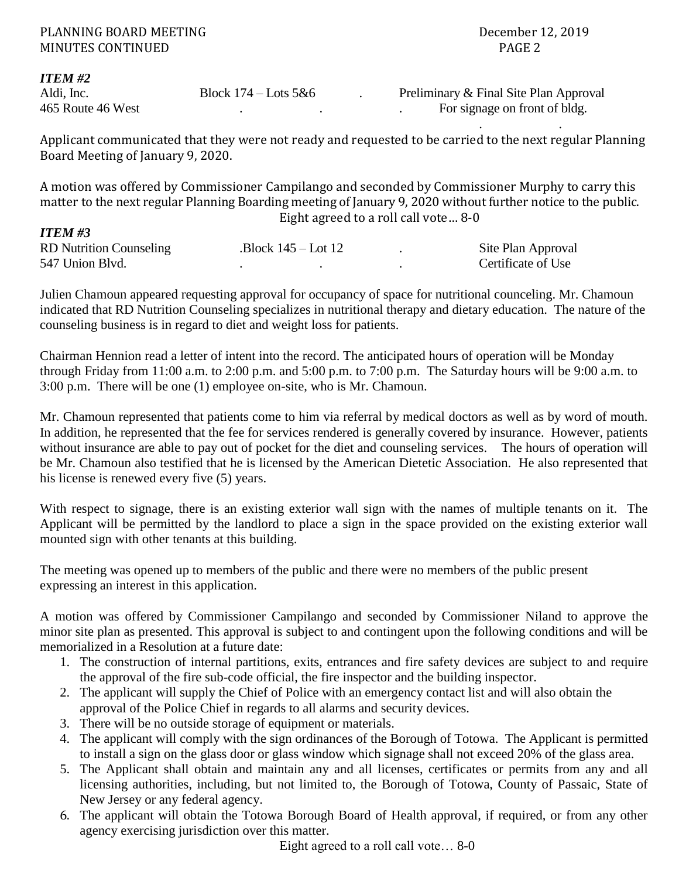***ITEM #2***

| | | |
|---|---|---|
| Aldi, Inc. | Block 174 – Lots 5&6 | Preliminary & Final Site Plan Approval |
| 465 Route 46 West | | For signage on front of bldg. |

Applicant communicated that they were not ready and requested to be carried to the next regular Planning Board Meeting of January 9, 2020.

A motion was offered by Commissioner Campilango and seconded by Commissioner Murphy to carry this matter to the next regular Planning Boarding meeting of January 9, 2020 without further notice to the public.

Eight agreed to a roll call vote… 8-0

***ITEM #3***

| | | |
|---|---|---|
| RD Nutrition Counseling | .Block 145 – Lot 12 | Site Plan Approval |
| 547 Union Blvd. | | Certificate of Use |

Julien Chamoun appeared requesting approval for occupancy of space for nutritional counceling. Mr. Chamoun indicated that RD Nutrition Counseling specializes in nutritional therapy and dietary education. The nature of the counseling business is in regard to diet and weight loss for patients.

Chairman Hennion read a letter of intent into the record. The anticipated hours of operation will be Monday through Friday from 11:00 a.m. to 2:00 p.m. and 5:00 p.m. to 7:00 p.m. The Saturday hours will be 9:00 a.m. to 3:00 p.m. There will be one (1) employee on-site, who is Mr. Chamoun.

Mr. Chamoun represented that patients come to him via referral by medical doctors as well as by word of mouth. In addition, he represented that the fee for services rendered is generally covered by insurance. However, patients without insurance are able to pay out of pocket for the diet and counseling services. The hours of operation will be Mr. Chamoun also testified that he is licensed by the American Dietetic Association. He also represented that his license is renewed every five (5) years.

With respect to signage, there is an existing exterior wall sign with the names of multiple tenants on it. The Applicant will be permitted by the landlord to place a sign in the space provided on the existing exterior wall mounted sign with other tenants at this building.

The meeting was opened up to members of the public and there were no members of the public present expressing an interest in this application.

A motion was offered by Commissioner Campilango and seconded by Commissioner Niland to approve the minor site plan as presented. This approval is subject to and contingent upon the following conditions and will be memorialized in a Resolution at a future date:

1. The construction of internal partitions, exits, entrances and fire safety devices are subject to and require the approval of the fire sub-code official, the fire inspector and the building inspector.
2. The applicant will supply the Chief of Police with an emergency contact list and will also obtain the approval of the Police Chief in regards to all alarms and security devices.
3. There will be no outside storage of equipment or materials.
4. The applicant will comply with the sign ordinances of the Borough of Totowa. The Applicant is permitted to install a sign on the glass door or glass window which signage shall not exceed 20% of the glass area.
5. The Applicant shall obtain and maintain any and all licenses, certificates or permits from any and all licensing authorities, including, but not limited to, the Borough of Totowa, County of Passaic, State of New Jersey or any federal agency.
6. The applicant will obtain the Totowa Borough Board of Health approval, if required, or from any other agency exercising jurisdiction over this matter.

Eight agreed to a roll call vote… 8-0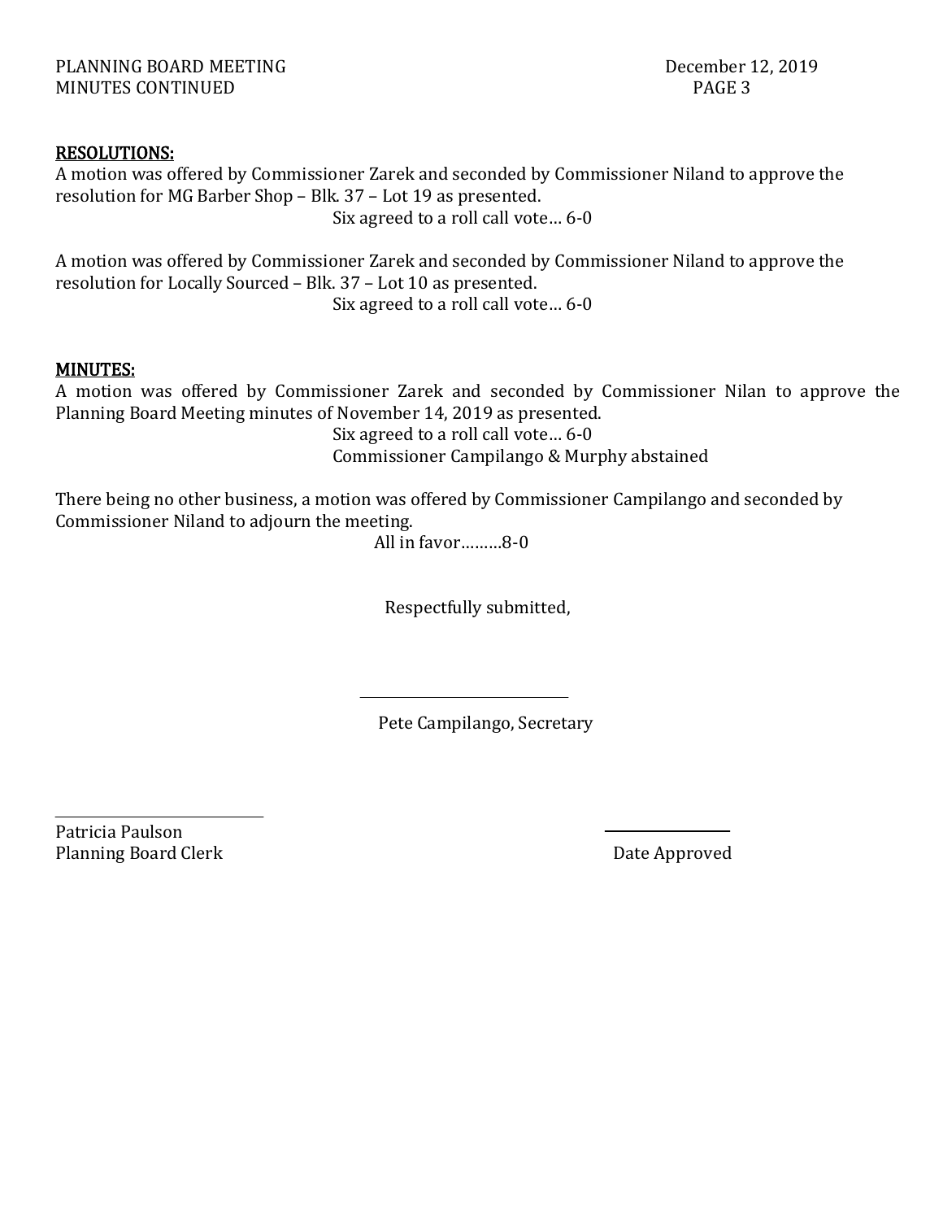**RESOLUTIONS:**

A motion was offered by Commissioner Zarek and seconded by Commissioner Niland to approve the resolution for MG Barber Shop – Blk. 37 – Lot 19 as presented.

Six agreed to a roll call vote… 6-0

A motion was offered by Commissioner Zarek and seconded by Commissioner Niland to approve the resolution for Locally Sourced – Blk. 37 – Lot 10 as presented.

Six agreed to a roll call vote… 6-0

**MINUTES:**

A motion was offered by Commissioner Zarek and seconded by Commissioner Nilan to approve the Planning Board Meeting minutes of November 14, 2019 as presented.

Six agreed to a roll call vote… 6-0
Commissioner Campilango & Murphy abstained

There being no other business, a motion was offered by Commissioner Campilango and seconded by Commissioner Niland to adjourn the meeting.

All in favor………8-0

Respectfully submitted,

\_\_\_\_\_\_\_\_\_\_\_\_\_\_\_\_\_\_\_\_\_\_\_\_\_\_\_\_

Pete Campilango, Secretary

\_\_\_\_\_\_\_\_\_\_\_\_\_\_\_\_\_\_\_\_\_\_\_\_\_\_\_\_

Patricia Paulson
Planning Board Clerk

\_\_\_\_\_\_\_\_\_\_\_\_\_\_\_\_\_\_

Date Approved